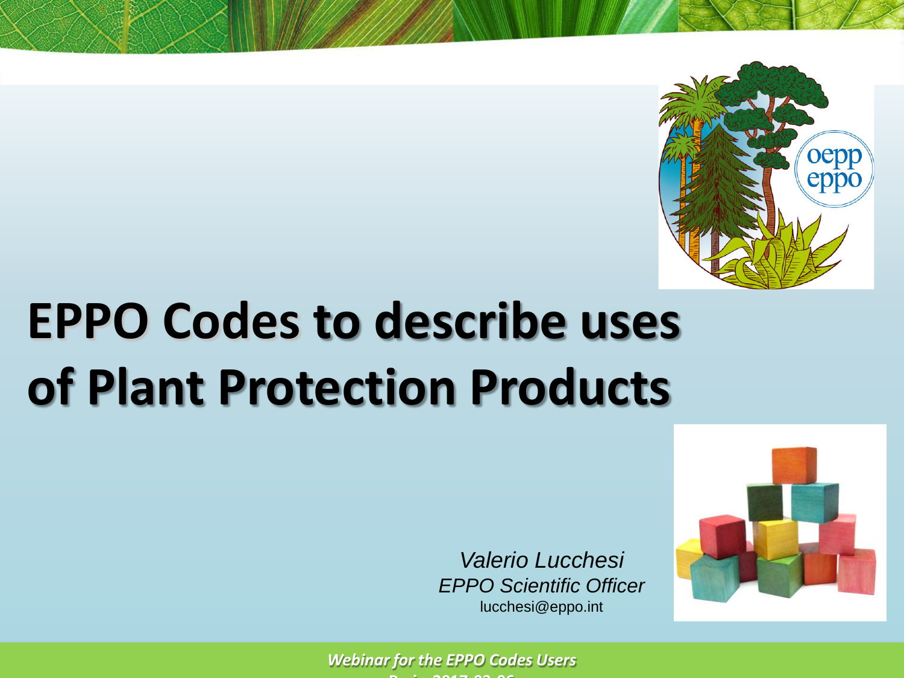# EPPO Codes to describe uses of Plant Protection Products

*Valerio Lucchesi*
*EPPO Scientific Officer*
lucchesi@eppo.int

***Webinar for the EPPO Codes Users***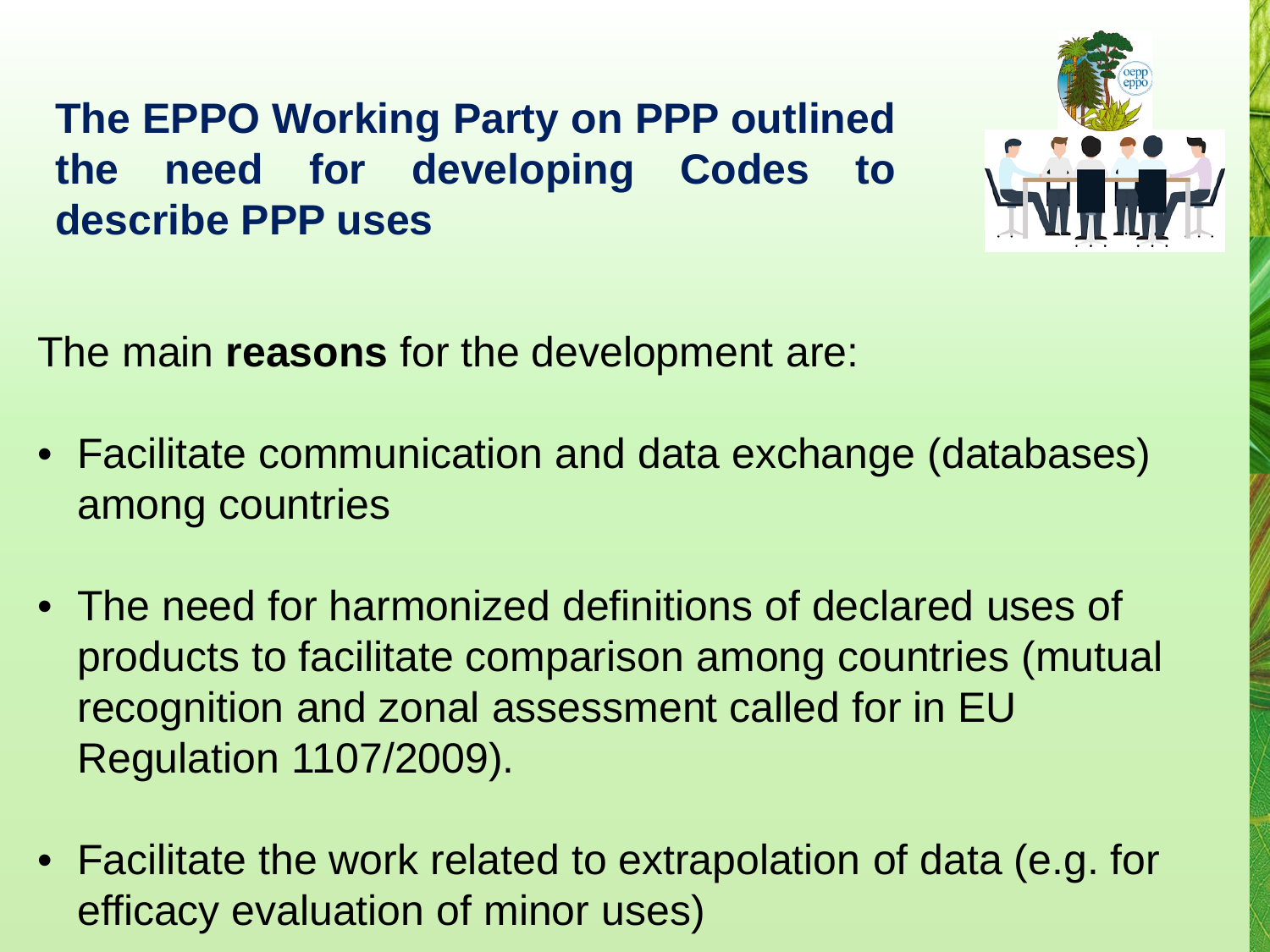## The EPPO Working Party on PPP outlined the need for developing Codes to describe PPP uses

The main **reasons** for the development are:

- Facilitate communication and data exchange (databases) among countries
- The need for harmonized definitions of declared uses of products to facilitate comparison among countries (mutual recognition and zonal assessment called for in EU Regulation 1107/2009).
- Facilitate the work related to extrapolation of data (e.g. for efficacy evaluation of minor uses)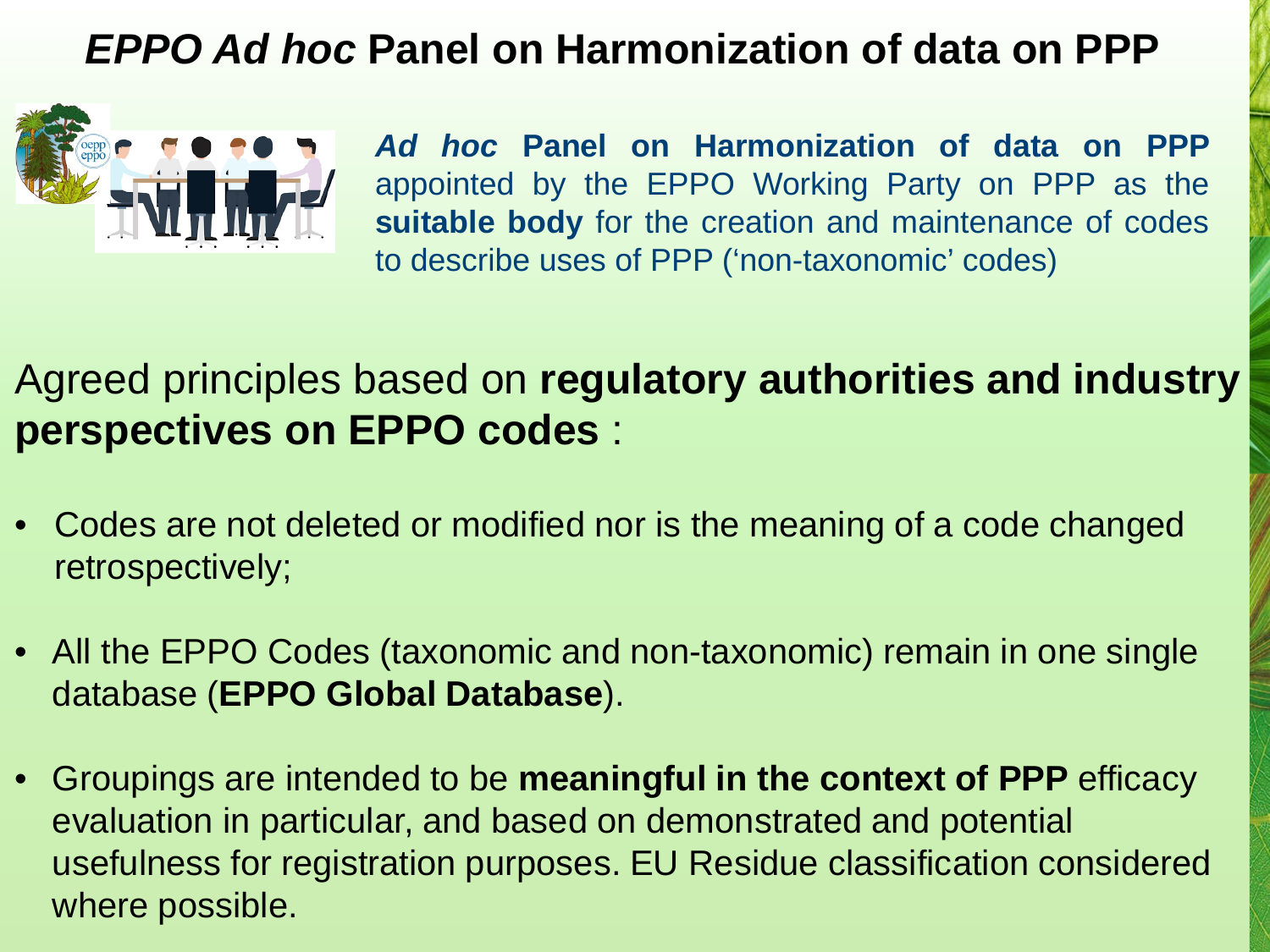# *EPPO Ad hoc* Panel on Harmonization of data on PPP

***Ad hoc* Panel on Harmonization of data on PPP** appointed by the EPPO Working Party on PPP as the **suitable body** for the creation and maintenance of codes to describe uses of PPP ('non-taxonomic' codes)

Agreed principles based on **regulatory authorities and industry perspectives on EPPO codes** :

- Codes are not deleted or modified nor is the meaning of a code changed retrospectively;
- All the EPPO Codes (taxonomic and non-taxonomic) remain in one single database (**EPPO Global Database**).
- Groupings are intended to be **meaningful in the context of PPP** efficacy evaluation in particular, and based on demonstrated and potential usefulness for registration purposes. EU Residue classification considered where possible.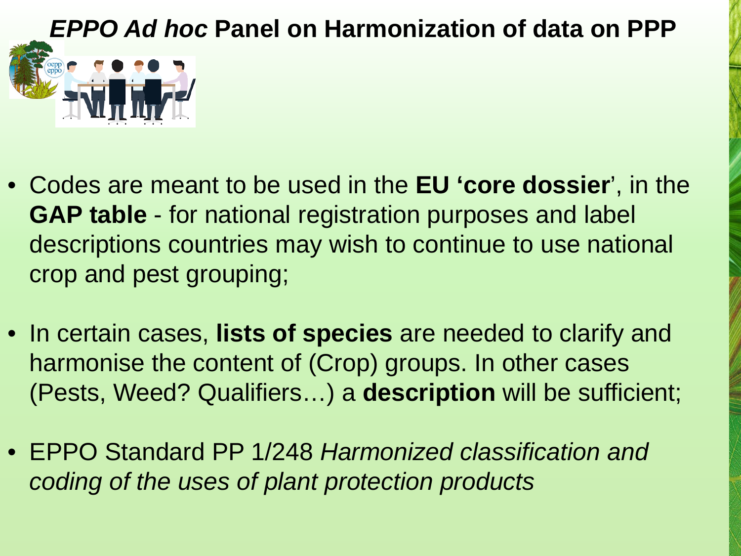# *EPPO Ad hoc* Panel on Harmonization of data on PPP

- Codes are meant to be used in the **EU 'core dossier**', in the **GAP table** - for national registration purposes and label descriptions countries may wish to continue to use national crop and pest grouping;
- In certain cases, **lists of species** are needed to clarify and harmonise the content of (Crop) groups. In other cases (Pests, Weed? Qualifiers…) a **description** will be sufficient;
- EPPO Standard PP 1/248 *Harmonized classification and coding of the uses of plant protection products*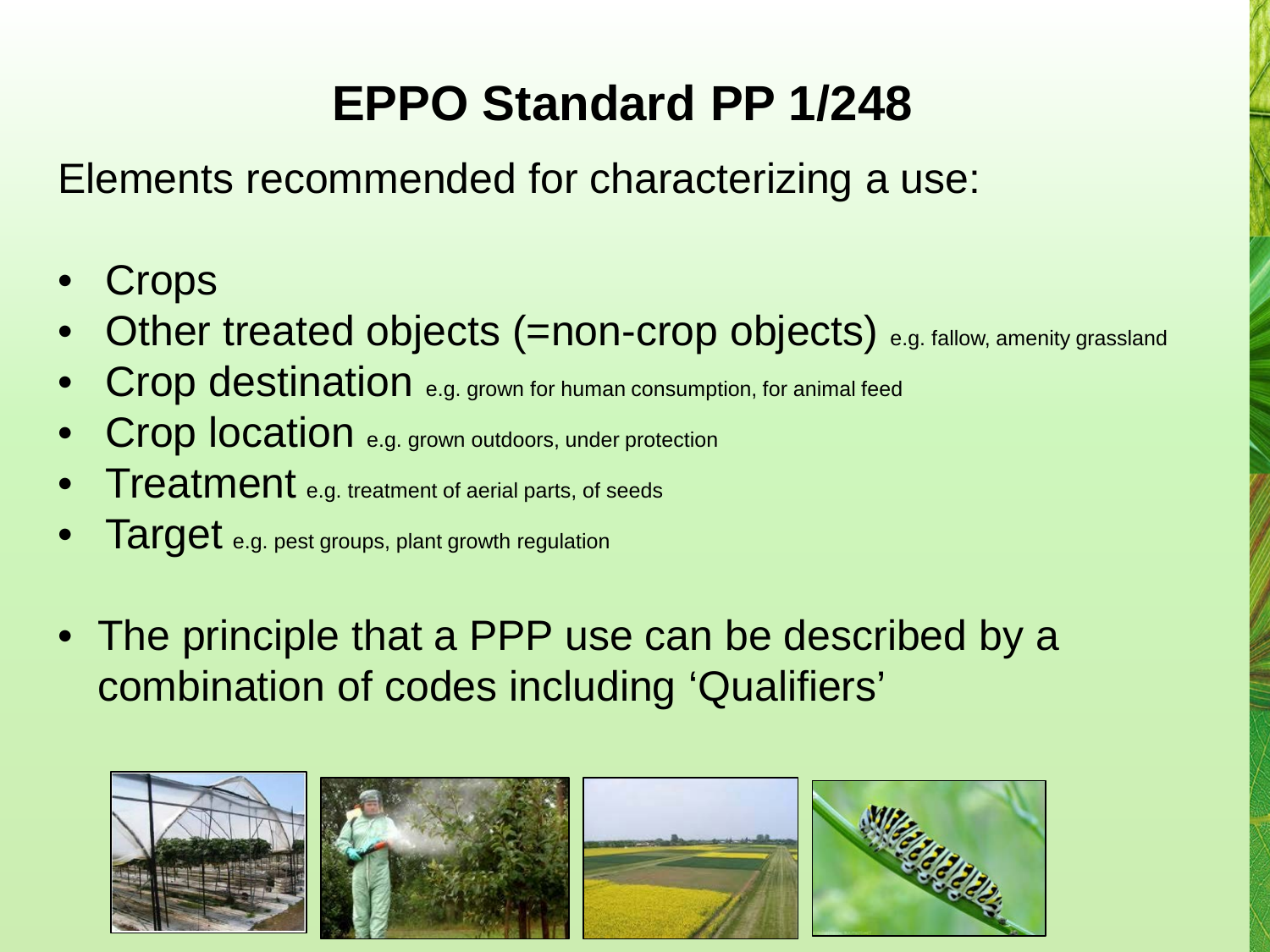# EPPO Standard PP 1/248

Elements recommended for characterizing a use:

- Crops
- Other treated objects (=non-crop objects) e.g. fallow, amenity grassland
- Crop destination e.g. grown for human consumption, for animal feed
- Crop location e.g. grown outdoors, under protection
- Treatment e.g. treatment of aerial parts, of seeds
- Target e.g. pest groups, plant growth regulation

- The principle that a PPP use can be described by a combination of codes including 'Qualifiers'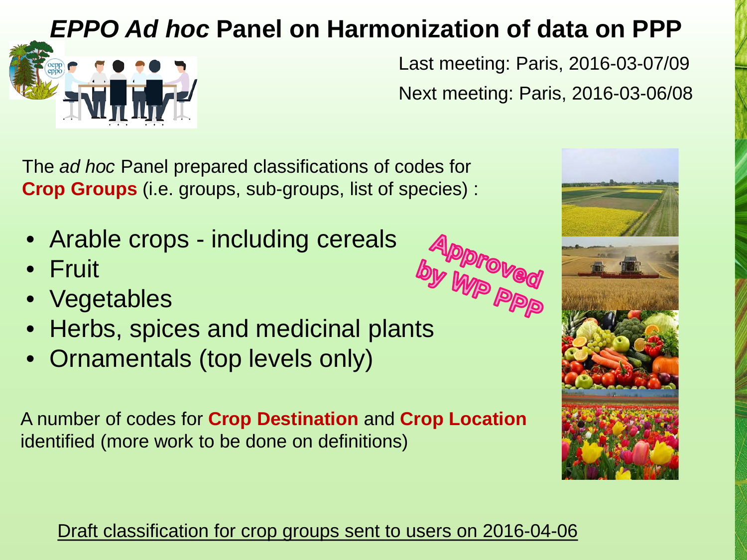# *EPPO Ad hoc* Panel on Harmonization of data on PPP

Last meeting: Paris, 2016-03-07/09

Next meeting: Paris, 2016-03-06/08

The *ad hoc* Panel prepared classifications of codes for **Crop Groups** (i.e. groups, sub-groups, list of species) :

- Arable crops - including cereals
- Fruit
- Vegetables
- Herbs, spices and medicinal plants
- Ornamentals (top levels only)

**Approved by WP PPP**

A number of codes for **Crop Destination** and **Crop Location** identified (more work to be done on definitions)

Draft classification for crop groups sent to users on 2016-04-06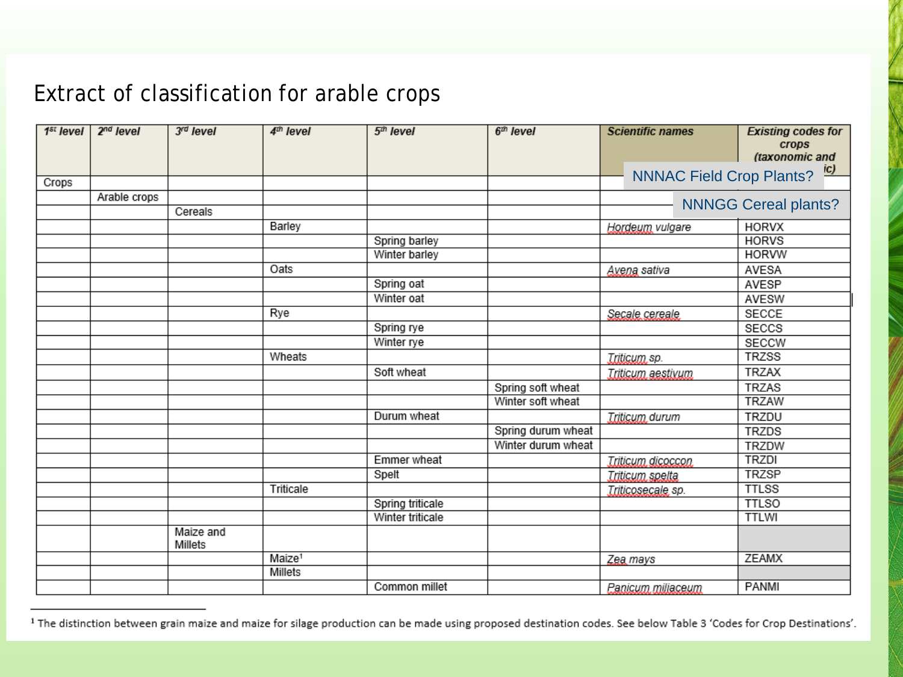# Extract of classification for arable crops

| 1[st] level | 2[nd] level | 3[rd] level | 4[th] level | 5[th] level | 6[th] level | Scientific names | Existing codes for crops (taxonomic and ...ic) |
|---|---|---|---|---|---|---|---|
| Crops | | | | | | | NNNAC Field Crop Plants? |
| | Arable crops | | | | | | NNNGG Cereal plants? |
| | | Cereals | | | | | |
| | | | Barley | | | *Hordeum vulgare* | HORVX |
| | | | | Spring barley | | | HORVS |
| | | | | Winter barley | | | HORVW |
| | | | Oats | | | *Avena sativa* | AVESA |
| | | | | Spring oat | | | AVESP |
| | | | | Winter oat | | | AVESW |
| | | | Rye | | | *Secale cereale* | SECCE |
| | | | | Spring rye | | | SECCS |
| | | | | Winter rye | | | SECCW |
| | | | Wheats | | | *Triticum sp.* | TRZSS |
| | | | | Soft wheat | | *Triticum aestivum* | TRZAX |
| | | | | | Spring soft wheat | | TRZAS |
| | | | | | Winter soft wheat | | TRZAW |
| | | | | Durum wheat | | *Triticum durum* | TRZDU |
| | | | | | Spring durum wheat | | TRZDS |
| | | | | | Winter durum wheat | | TRZDW |
| | | | | Emmer wheat | | *Triticum dicoccon* | TRZDI |
| | | | | Spelt | | *Triticum spelta* | TRZSP |
| | | | Triticale | | | *Triticosecale sp.* | TTLSS |
| | | | | Spring triticale | | | TTLSO |
| | | | | Winter triticale | | | TTLWI |
| | | Maize and Millets | | | | | |
| | | | Maize[1] | | | *Zea mays* | ZEAMX |
| | | | Millets | | | | |
| | | | | Common millet | | *Panicum miliaceum* | PANMI |

[1] The distinction between grain maize and maize for silage production can be made using proposed destination codes. See below Table 3 'Codes for Crop Destinations'.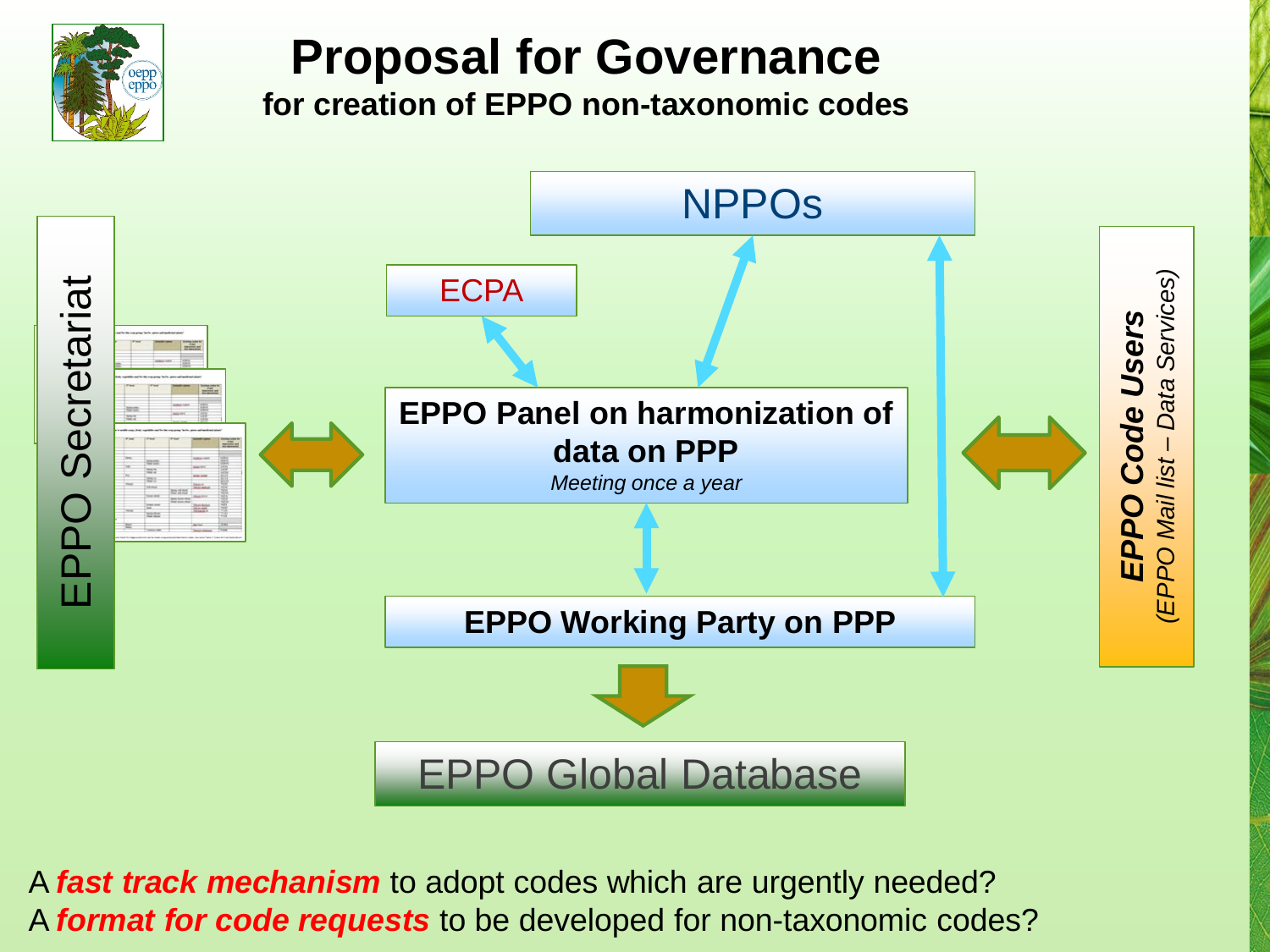# Proposal for Governance

**for creation of EPPO non-taxonomic codes**

NPPOs

ECPA

EPPO Secretariat

**EPPO Panel on harmonization of data on PPP**
*Meeting once a year*

***EPPO Code Users***
*(EPPO Mail list – Data Services)*

**EPPO Working Party on PPP**

EPPO Global Database

A ***fast track mechanism*** to adopt codes which are urgently needed?
A ***format for code requests*** to be developed for non-taxonomic codes?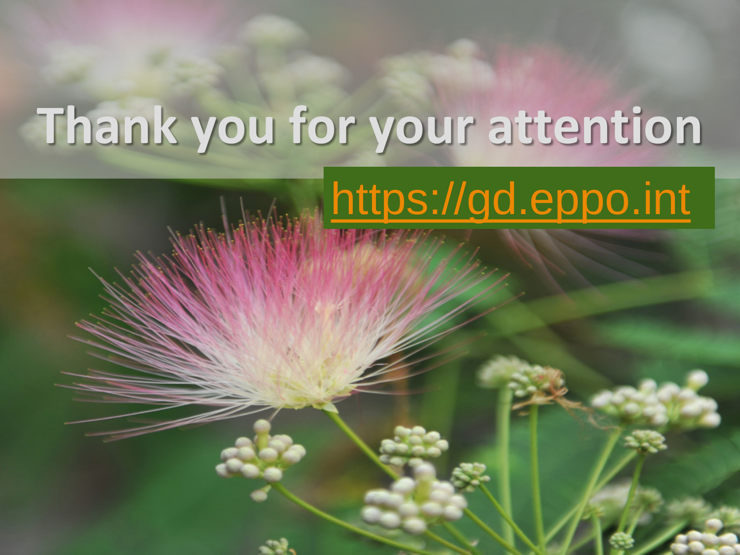# Thank you for your attention

https://gd.eppo.int